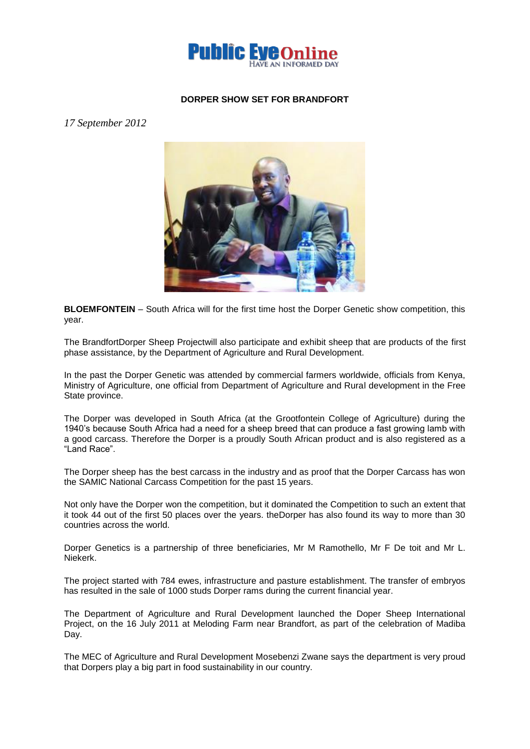# DORPER SHOW SET FOR BRANDFORT

*17 September 2012*

**BLOEMFONTEIN** – South Africa will for the first time host the Dorper Genetic show competition, this year.

The BrandfortDorper Sheep Projectwill also participate and exhibit sheep that are products of the first phase assistance, by the Department of Agriculture and Rural Development.

In the past the Dorper Genetic was attended by commercial farmers worldwide, officials from Kenya, Ministry of Agriculture, one official from Department of Agriculture and Rural development in the Free State province.

The Dorper was developed in South Africa (at the Grootfontein College of Agriculture) during the 1940's because South Africa had a need for a sheep breed that can produce a fast growing lamb with a good carcass. Therefore the Dorper is a proudly South African product and is also registered as a "Land Race".

The Dorper sheep has the best carcass in the industry and as proof that the Dorper Carcass has won the SAMIC National Carcass Competition for the past 15 years.

Not only have the Dorper won the competition, but it dominated the Competition to such an extent that it took 44 out of the first 50 places over the years. theDorper has also found its way to more than 30 countries across the world.

Dorper Genetics is a partnership of three beneficiaries, Mr M Ramothello, Mr F De toit and Mr L. Niekerk.

The project started with 784 ewes, infrastructure and pasture establishment. The transfer of embryos has resulted in the sale of 1000 studs Dorper rams during the current financial year.

The Department of Agriculture and Rural Development launched the Doper Sheep International Project, on the 16 July 2011 at Meloding Farm near Brandfort, as part of the celebration of Madiba Day.

The MEC of Agriculture and Rural Development Mosebenzi Zwane says the department is very proud that Dorpers play a big part in food sustainability in our country.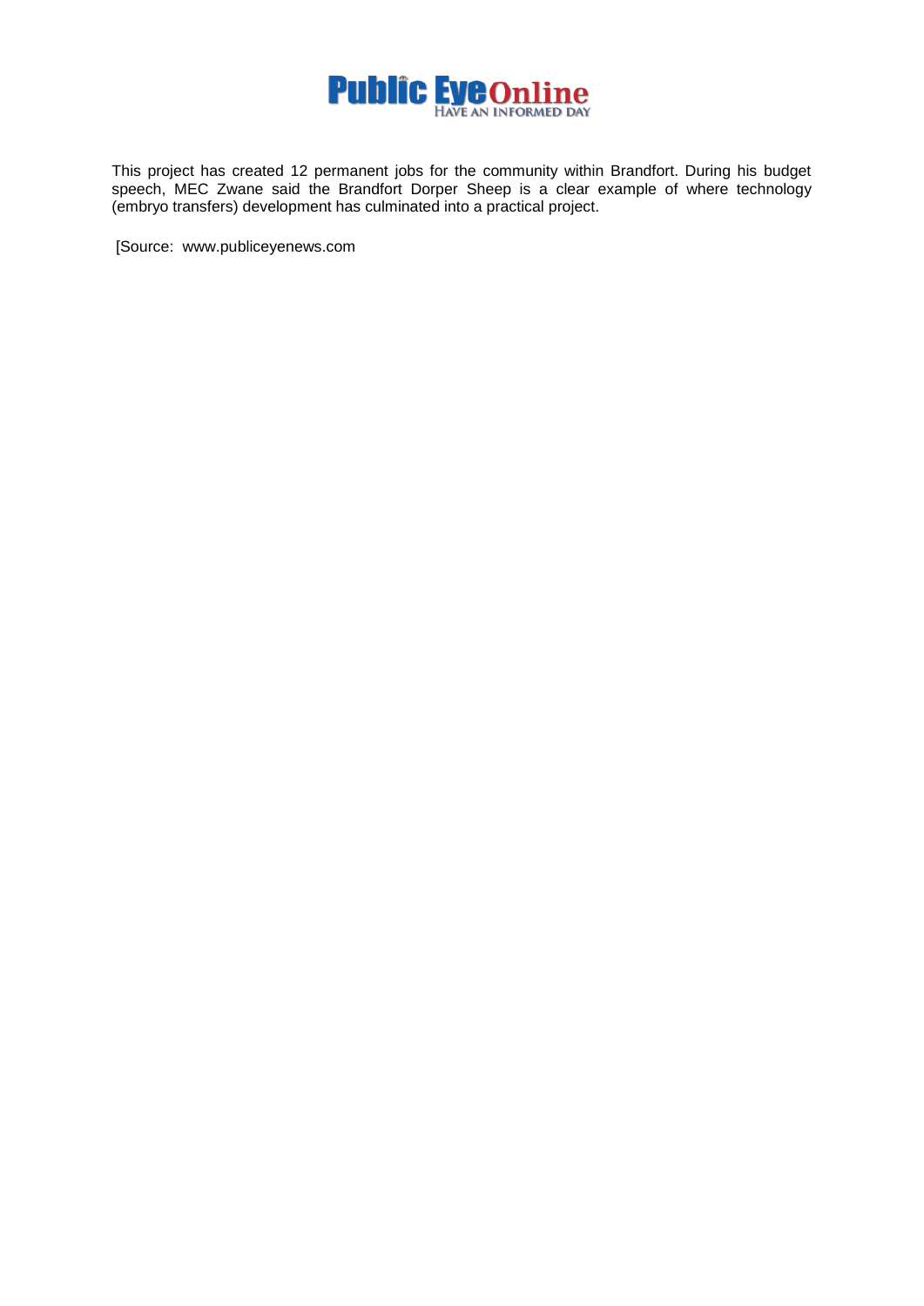This project has created 12 permanent jobs for the community within Brandfort. During his budget speech, MEC Zwane said the Brandfort Dorper Sheep is a clear example of where technology (embryo transfers) development has culminated into a practical project.

[Source: www.publiceyenews.com